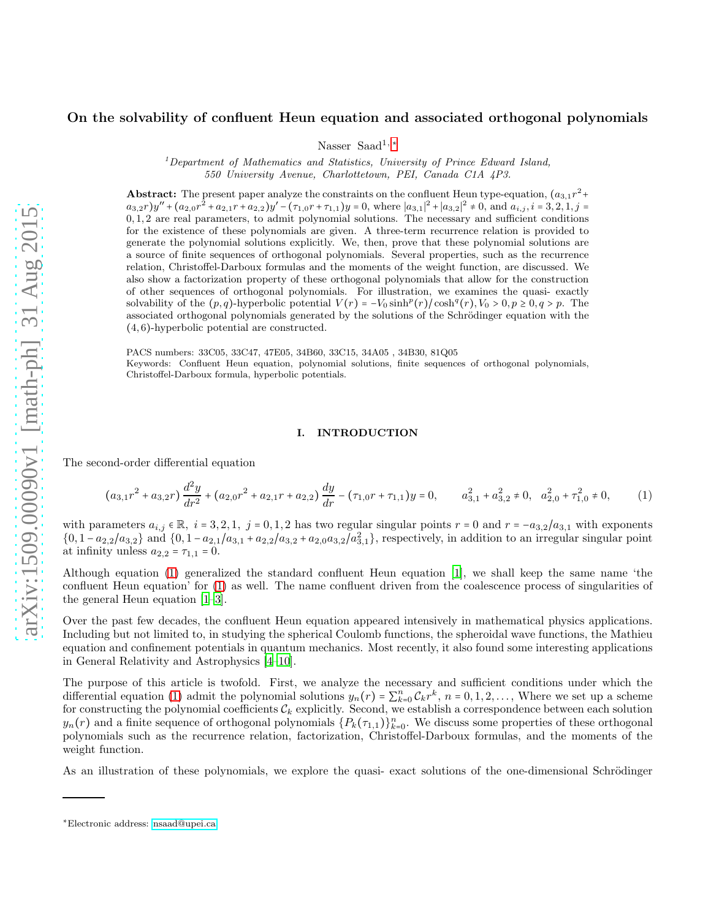# On the solvability of confluent Heun equation and associated orthogonal polynomials

Nasser Saad[1,*]

[1] *Department of Mathematics and Statistics, University of Prince Edward Island, 550 University Avenue, Charlottetown, PEI, Canada C1A 4P3.*

**Abstract:** The present paper analyze the constraints on the confluent Heun type-equation, $(a_{3,1}r^2+a_{3,2}r)y''+(a_{2,0}r^2+a_{2,1}r+a_{2,2})y'-(\tau_{1,0}r+\tau_{1,1})y=0$, where $|a_{3,1}|^2+|a_{3,2}|^2\neq 0$, and $a_{i,j}, i=3,2,1, j=0,1,2$ are real parameters, to admit polynomial solutions. The necessary and sufficient conditions for the existence of these polynomials are given. A three-term recurrence relation is provided to generate the polynomial solutions explicitly. We, then, prove that these polynomial solutions are a source of finite sequences of orthogonal polynomials. Several properties, such as the recurrence relation, Christoffel-Darboux formulas and the moments of the weight function, are discussed. We also show a factorization property of these orthogonal polynomials that allow for the construction of other sequences of orthogonal polynomials. For illustration, we examines the quasi- exactly solvability of the $(p,q)$-hyperbolic potential $V(r)=-V_0\sinh^p(r)/\cosh^q(r), V_0>0, p\geq 0, q>p$. The associated orthogonal polynomials generated by the solutions of the Schrödinger equation with the $(4,6)$-hyperbolic potential are constructed.

PACS numbers: 33C05, 33C47, 47E05, 34B60, 33C15, 34A05 , 34B30, 81Q05
Keywords: Confluent Heun equation, polynomial solutions, finite sequences of orthogonal polynomials, Christoffel-Darboux formula, hyperbolic potentials.

## I. INTRODUCTION

The second-order differential equation

$$(a_{3,1}r^2+a_{3,2}r)\frac{d^2y}{dr^2}+(a_{2,0}r^2+a_{2,1}r+a_{2,2})\frac{dy}{dr}-(\tau_{1,0}r+\tau_{1,1})y=0,\qquad a_{3,1}^2+a_{3,2}^2\neq 0,\quad a_{2,0}^2+\tau_{1,0}^2\neq 0,\tag{1}$$

with parameters $a_{i,j}\in\mathbb{R},\ i=3,2,1,\ j=0,1,2$ has two regular singular points $r=0$ and $r=-a_{3,2}/a_{3,1}$ with exponents $\{0,1-a_{2,2}/a_{3,2}\}$ and $\{0,1-a_{2,1}/a_{3,1}+a_{2,2}/a_{3,2}+a_{2,0}a_{3,2}/a_{3,1}^2\}$, respectively, in addition to an irregular singular point at infinity unless $a_{2,2}=\tau_{1,1}=0$.

Although equation (1) generalized the standard confluent Heun equation [1], we shall keep the same name 'the confluent Heun equation' for (1) as well. The name confluent driven from the coalescence process of singularities of the general Heun equation [1–3].

Over the past few decades, the confluent Heun equation appeared intensively in mathematical physics applications. Including but not limited to, in studying the spherical Coulomb functions, the spheroidal wave functions, the Mathieu equation and confinement potentials in quantum mechanics. Most recently, it also found some interesting applications in General Relativity and Astrophysics [4–10].

The purpose of this article is twofold. First, we analyze the necessary and sufficient conditions under which the differential equation (1) admit the polynomial solutions $y_n(r)=\sum_{k=0}^n \mathcal{C}_k r^k$, $n=0,1,2,\dots$, Where we set up a scheme for constructing the polynomial coefficients $\mathcal{C}_k$ explicitly. Second, we establish a correspondence between each solution $y_n(r)$ and a finite sequence of orthogonal polynomials $\{P_k(\tau_{1,1})\}_{k=0}^n$. We discuss some properties of these orthogonal polynomials such as the recurrence relation, factorization, Christoffel-Darboux formulas, and the moments of the weight function.

As an illustration of these polynomials, we explore the quasi- exact solutions of the one-dimensional Schrödinger

*Electronic address: nsaad@upei.ca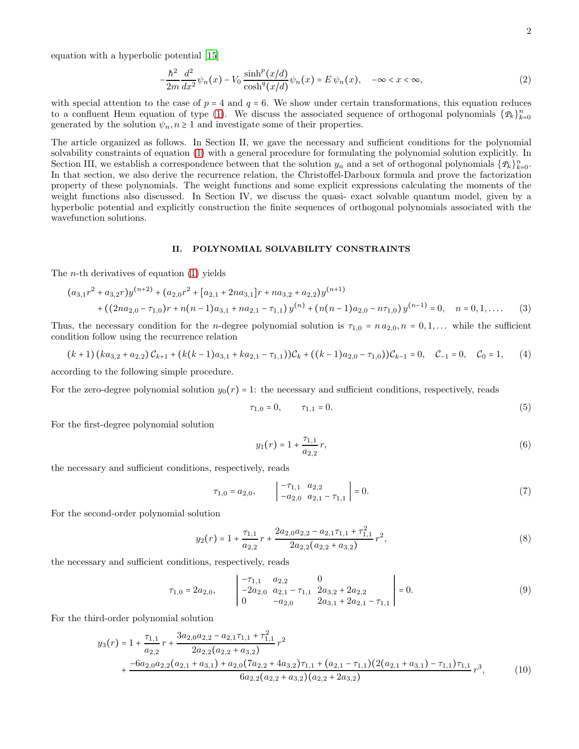equation with a hyperbolic potential [15]

$$-\frac{\hbar^2}{2m}\frac{d^2}{dx^2}\psi_n(x) - V_0\,\frac{\sinh^p(x/d)}{\cosh^q(x/d)}\psi_n(x) = E\,\psi_n(x), \quad -\infty < x < \infty, \tag{2}$$

with special attention to the case of $p = 4$ and $q = 6$. We show under certain transformations, this equation reduces to a confluent Heun equation of type (1). We discuss the associated sequence of orthogonal polynomials $\{\mathcal{P}_k\}_{k=0}^n$ generated by the solution $\psi_n, n \geq 1$ and investigate some of their properties.

The article organized as follows. In Section II, we gave the necessary and sufficient conditions for the polynomial solvability constraints of equation (1) with a general procedure for formulating the polynomial solution explicitly. In Section III, we establish a correspondence between that the solution $y_n$ and a set of orthogonal polynomials $\{\mathcal{P}_k\}_{k=0}^n$. In that section, we also derive the recurrence relation, the Christoffel-Darboux formula and prove the factorization property of these polynomials. The weight functions and some explicit expressions calculating the moments of the weight functions also discussed. In Section IV, we discuss the quasi- exact solvable quantum model, given by a hyperbolic potential and explicitly construction the finite sequences of orthogonal polynomials associated with the wavefunction solutions.

## II. POLYNOMIAL SOLVABILITY CONSTRAINTS

The $n$-th derivatives of equation (1) yields

$$\begin{aligned}
&(a_{3,1}r^2 + a_{3,2}r)y^{(n+2)} + (a_{2,0}r^2 + [a_{2,1} + 2na_{3,1}]r + na_{3,2} + a_{2,2})y^{(n+1)} \\
&\quad + \left((2na_{2,0} - \tau_{1,0})r + n(n-1)a_{3,1} + na_{2,1} - \tau_{1,1}\right)y^{(n)} + \left(n(n-1)a_{2,0} - n\tau_{1,0}\right)y^{(n-1)} = 0, \quad n = 0, 1, \ldots .
\end{aligned} \tag{3}$$

Thus, the necessary condition for the $n$-degree polynomial solution is $\tau_{1,0} = n\,a_{2,0}, n = 0, 1, \ldots$ while the sufficient condition follow using the recurrence relation

$$(k+1)\left(ka_{3,2} + a_{2,2}\right)\mathcal{C}_{k+1} + (k(k-1)a_{3,1} + ka_{2,1} - \tau_{1,1}))\mathcal{C}_k + ((k-1)a_{2,0} - \tau_{1,0}))\mathcal{C}_{k-1} = 0, \quad \mathcal{C}_{-1} = 0, \quad \mathcal{C}_0 = 1, \tag{4}$$

according to the following simple procedure.

For the zero-degree polynomial solution $y_0(r) = 1$: the necessary and sufficient conditions, respectively, reads

$$\tau_{1,0} = 0, \qquad \tau_{1,1} = 0. \tag{5}$$

For the first-degree polynomial solution

$$y_1(r) = 1 + \frac{\tau_{1,1}}{a_{2,2}}\,r, \tag{6}$$

the necessary and sufficient conditions, respectively, reads

$$\tau_{1,0} = a_{2,0}, \qquad \begin{vmatrix} -\tau_{1,1} & a_{2,2} \\ -a_{2,0} & a_{2,1} - \tau_{1,1} \end{vmatrix} = 0. \tag{7}$$

For the second-order polynomial solution

$$y_2(r) = 1 + \frac{\tau_{1,1}}{a_{2,2}}\,r + \frac{2a_{2,0}a_{2,2} - a_{2,1}\tau_{1,1} + \tau_{1,1}^2}{2a_{2,2}(a_{2,2} + a_{3,2})}\,r^2, \tag{8}$$

the necessary and sufficient conditions, respectively, reads

$$\tau_{1,0} = 2a_{2,0}, \qquad \begin{vmatrix} -\tau_{1,1} & a_{2,2} & 0 \\ -2a_{2,0} & a_{2,1} - \tau_{1,1} & 2a_{3,2} + 2a_{2,2} \\ 0 & -a_{2,0} & 2a_{3,1} + 2a_{2,1} - \tau_{1,1} \end{vmatrix} = 0. \tag{9}$$

For the third-order polynomial solution

$$\begin{aligned}
y_3(r) = 1 &+ \frac{\tau_{1,1}}{a_{2,2}}\,r + \frac{3a_{2,0}a_{2,2} - a_{2,1}\tau_{1,1} + \tau_{1,1}^2}{2a_{2,2}(a_{2,2} + a_{3,2})}\,r^2 \\
&+ \frac{-6a_{2,0}a_{2,2}(a_{2,1} + a_{3,1}) + a_{2,0}(7a_{2,2} + 4a_{3,2})\tau_{1,1} + (a_{2,1} - \tau_{1,1})(2(a_{2,1} + a_{3,1}) - \tau_{1,1})\tau_{1,1}}{6a_{2,2}(a_{2,2} + a_{3,2})(a_{2,2} + 2a_{3,2})}\,r^3,
\end{aligned} \tag{10}$$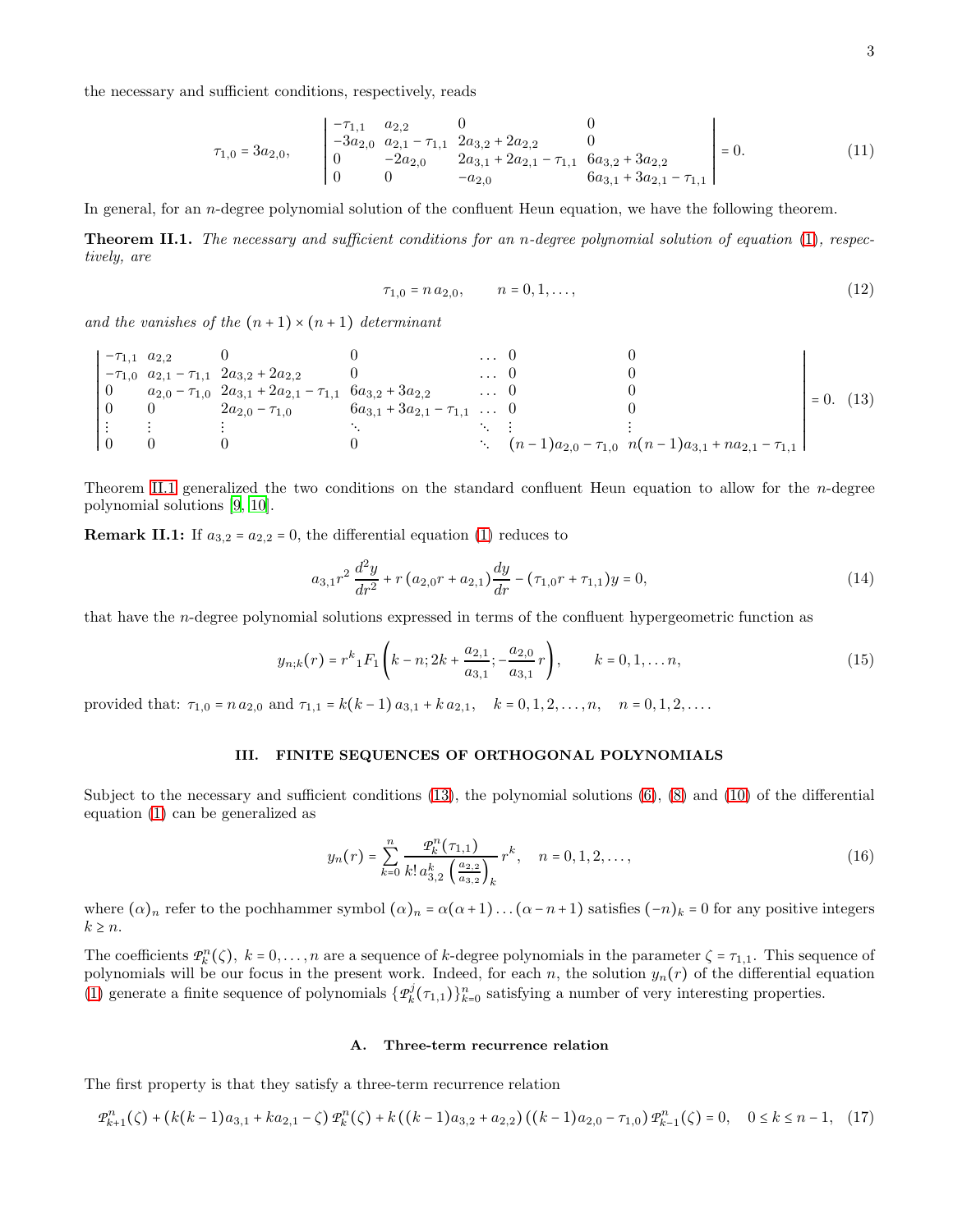the necessary and sufficient conditions, respectively, reads

$$
\tau_{1,0} = 3a_{2,0}, \qquad \begin{vmatrix} -\tau_{1,1} & a_{2,2} & 0 & 0 \\ -3a_{2,0} & a_{2,1}-\tau_{1,1} & 2a_{3,2}+2a_{2,2} & 0 \\ 0 & -2a_{2,0} & 2a_{3,1}+2a_{2,1}-\tau_{1,1} & 6a_{3,2}+3a_{2,2} \\ 0 & 0 & -a_{2,0} & 6a_{3,1}+3a_{2,1}-\tau_{1,1} \end{vmatrix} = 0. \tag{11}
$$

In general, for an $n$-degree polynomial solution of the confluent Heun equation, we have the following theorem.

**Theorem II.1.** *The necessary and sufficient conditions for an $n$-degree polynomial solution of equation (1), respectively, are*

$$
\tau_{1,0} = n\, a_{2,0}, \qquad n = 0, 1, \dots, \tag{12}
$$

*and the vanishes of the $(n+1)\times(n+1)$ determinant*

$$
\begin{vmatrix} -\tau_{1,1} & a_{2,2} & 0 & 0 & \dots & 0 & 0 \\ -\tau_{1,0} & a_{2,1}-\tau_{1,1} & 2a_{3,2}+2a_{2,2} & 0 & \dots & 0 & 0 \\ 0 & a_{2,0}-\tau_{1,0} & 2a_{3,1}+2a_{2,1}-\tau_{1,1} & 6a_{3,2}+3a_{2,2} & \dots & 0 & 0 \\ 0 & 0 & 2a_{2,0}-\tau_{1,0} & 6a_{3,1}+3a_{2,1}-\tau_{1,1} & \dots & 0 & 0 \\ \vdots & \vdots & \vdots & \ddots & \ddots & \vdots & \vdots \\ 0 & 0 & 0 & 0 & \ddots & (n-1)a_{2,0}-\tau_{1,0} & n(n-1)a_{3,1}+na_{2,1}-\tau_{1,1} \end{vmatrix} = 0. \tag{13}
$$

Theorem II.1 generalized the two conditions on the standard confluent Heun equation to allow for the $n$-degree polynomial solutions [9, 10].

**Remark II.1:** If $a_{3,2} = a_{2,2} = 0$, the differential equation (1) reduces to

$$
a_{3,1} r^2 \frac{d^2y}{dr^2} + r\,(a_{2,0} r + a_{2,1}) \frac{dy}{dr} - (\tau_{1,0} r + \tau_{1,1}) y = 0, \tag{14}
$$

that have the $n$-degree polynomial solutions expressed in terms of the confluent hypergeometric function as

$$
y_{n;k}(r) = r^k {}_1F_1\left(k-n; 2k + \frac{a_{2,1}}{a_{3,1}}; -\frac{a_{2,0}}{a_{3,1}} r\right), \qquad k = 0, 1, \dots n, \tag{15}
$$

provided that: $\tau_{1,0} = n\, a_{2,0}$ and $\tau_{1,1} = k(k-1)\, a_{3,1} + k\, a_{2,1}$, $\quad k = 0, 1, 2, \dots, n, \quad n = 0, 1, 2, \dots$.

## III. FINITE SEQUENCES OF ORTHOGONAL POLYNOMIALS

Subject to the necessary and sufficient conditions (13), the polynomial solutions (6), (8) and (10) of the differential equation (1) can be generalized as

$$
y_n(r) = \sum_{k=0}^{n} \frac{\mathcal{P}_k^n(\tau_{1,1})}{k!\, a_{3,2}^k \left(\frac{a_{2,2}}{a_{3,2}}\right)_k} r^k, \quad n = 0, 1, 2, \dots, \tag{16}
$$

where $(\alpha)_n$ refer to the pochhammer symbol $(\alpha)_n = \alpha(\alpha+1)\dots(\alpha-n+1)$ satisfies $(-n)_k = 0$ for any positive integers $k \geq n$.

The coefficients $\mathcal{P}_k^n(\zeta)$, $k = 0, \dots, n$ are a sequence of $k$-degree polynomials in the parameter $\zeta = \tau_{1,1}$. This sequence of polynomials will be our focus in the present work. Indeed, for each $n$, the solution $y_n(r)$ of the differential equation (1) generate a finite sequence of polynomials $\{\mathcal{P}_k^j(\tau_{1,1})\}_{k=0}^n$ satisfying a number of very interesting properties.

### A. Three-term recurrence relation

The first property is that they satisfy a three-term recurrence relation

$$
\mathcal{P}_{k+1}^n(\zeta) + (k(k-1)a_{3,1} + ka_{2,1} - \zeta)\,\mathcal{P}_k^n(\zeta) + k\,((k-1)a_{3,2} + a_{2,2})\,((k-1)a_{2,0} - \tau_{1,0})\,\mathcal{P}_{k-1}^n(\zeta) = 0, \quad 0 \leq k \leq n-1, \tag{17}
$$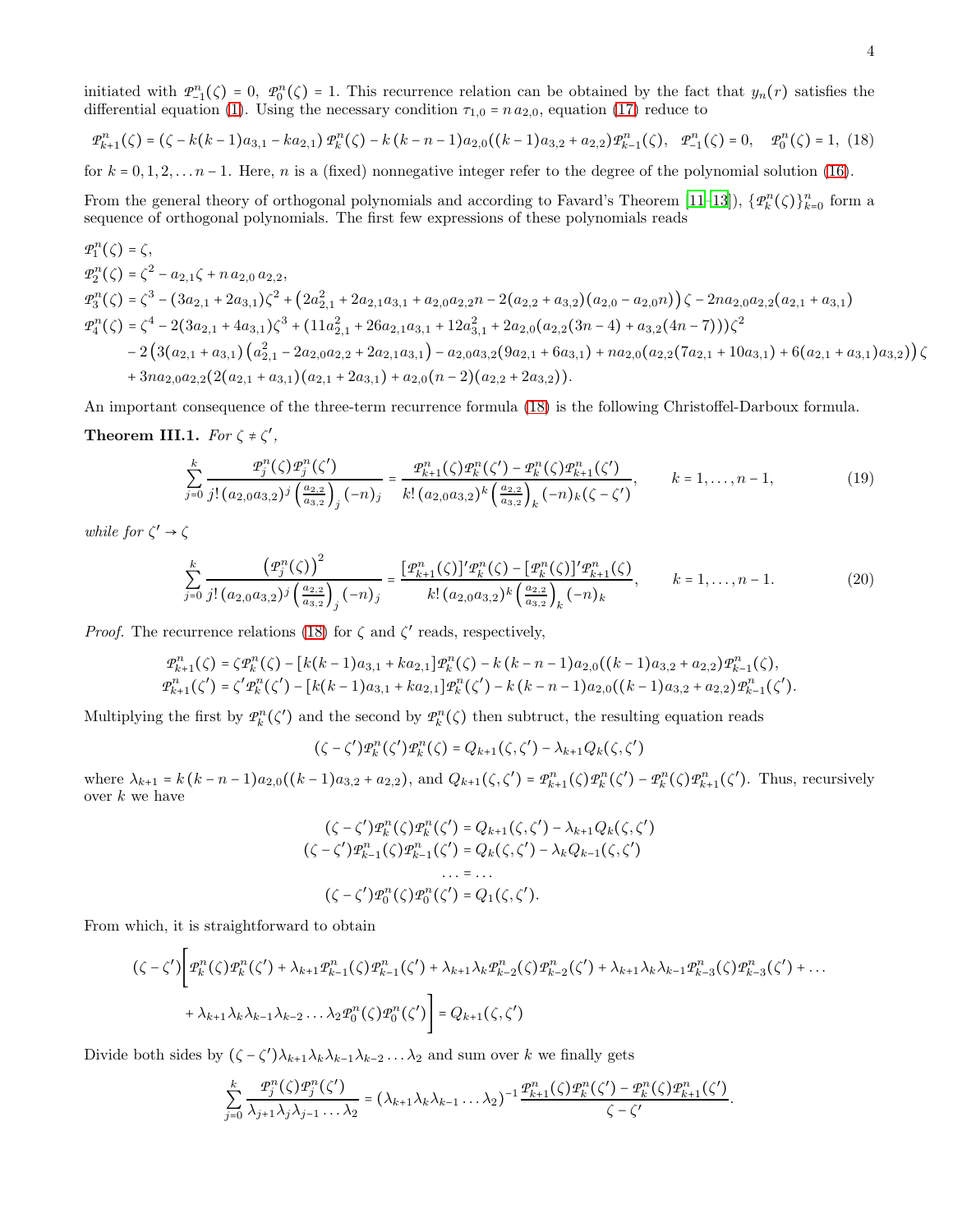initiated with $\mathcal{P}_{-1}^n(\zeta) = 0$, $\mathcal{P}_0^n(\zeta) = 1$. This recurrence relation can be obtained by the fact that $y_n(r)$ satisfies the differential equation (1). Using the necessary condition $\tau_{1,0} = n\, a_{2,0}$, equation (17) reduce to

$$\mathcal{P}_{k+1}^n(\zeta) = (\zeta - k(k-1)a_{3,1} - k a_{2,1})\,\mathcal{P}_k^n(\zeta) - k\,(k-n-1)a_{2,0}((k-1)a_{3,2} + a_{2,2})\mathcal{P}_{k-1}^n(\zeta),\quad \mathcal{P}_{-1}^n(\zeta) = 0,\quad \mathcal{P}_0^n(\zeta) = 1,\ (18)$$

for $k = 0, 1, 2, \ldots n-1$. Here, $n$ is a (fixed) nonnegative integer refer to the degree of the polynomial solution (16).

From the general theory of orthogonal polynomials and according to Favard's Theorem [11–13]), $\{\mathcal{P}_k^n(\zeta)\}_{k=0}^n$ form a sequence of orthogonal polynomials. The first few expressions of these polynomials reads

$$
\begin{aligned}
\mathcal{P}_1^n(\zeta) &= \zeta,\\
\mathcal{P}_2^n(\zeta) &= \zeta^2 - a_{2,1}\zeta + n\, a_{2,0}\, a_{2,2},\\
\mathcal{P}_3^n(\zeta) &= \zeta^3 - (3a_{2,1} + 2a_{3,1})\zeta^2 + \left(2a_{2,1}^2 + 2a_{2,1}a_{3,1} + a_{2,0}a_{2,2}n - 2(a_{2,2} + a_{3,2})(a_{2,0} - a_{2,0}n)\right)\zeta - 2na_{2,0}a_{2,2}(a_{2,1} + a_{3,1})\\
\mathcal{P}_4^n(\zeta) &= \zeta^4 - 2(3a_{2,1} + 4a_{3,1})\zeta^3 + (11a_{2,1}^2 + 26a_{2,1}a_{3,1} + 12a_{3,1}^2 + 2a_{2,0}(a_{2,2}(3n-4) + a_{3,2}(4n-7)))\zeta^2\\
&\quad - 2\left(3(a_{2,1} + a_{3,1})\left(a_{2,1}^2 - 2a_{2,0}a_{2,2} + 2a_{2,1}a_{3,1}\right) - a_{2,0}a_{3,2}(9a_{2,1} + 6a_{3,1}) + na_{2,0}(a_{2,2}(7a_{2,1} + 10a_{3,1}) + 6(a_{2,1} + a_{3,1})a_{3,2})\right)\zeta\\
&\quad + 3na_{2,0}a_{2,2}(2(a_{2,1} + a_{3,1})(a_{2,1} + 2a_{3,1}) + a_{2,0}(n-2)(a_{2,2} + 2a_{3,2})).
\end{aligned}
$$

An important consequence of the three-term recurrence formula (18) is the following Christoffel-Darboux formula.

**Theorem III.1.** *For $\zeta \neq \zeta'$,*

$$\sum_{j=0}^{k} \frac{\mathcal{P}_j^n(\zeta)\mathcal{P}_j^n(\zeta')}{j!\,(a_{2,0}a_{3,2})^j\left(\frac{a_{2,2}}{a_{3,2}}\right)_j(-n)_j} = \frac{\mathcal{P}_{k+1}^n(\zeta)\mathcal{P}_k^n(\zeta') - \mathcal{P}_k^n(\zeta)\mathcal{P}_{k+1}^n(\zeta')}{k!\,(a_{2,0}a_{3,2})^k\left(\frac{a_{2,2}}{a_{3,2}}\right)_k(-n)_k(\zeta - \zeta')},\qquad k = 1, \ldots, n-1, \tag{19}$$

*while for $\zeta' \to \zeta$*

$$\sum_{j=0}^{k} \frac{\left(\mathcal{P}_j^n(\zeta)\right)^2}{j!\,(a_{2,0}a_{3,2})^j\left(\frac{a_{2,2}}{a_{3,2}}\right)_j(-n)_j} = \frac{[\mathcal{P}_{k+1}^n(\zeta)]'\mathcal{P}_k^n(\zeta) - [\mathcal{P}_k^n(\zeta)]'\mathcal{P}_{k+1}^n(\zeta)}{k!\,(a_{2,0}a_{3,2})^k\left(\frac{a_{2,2}}{a_{3,2}}\right)_k(-n)_k},\qquad k = 1, \ldots, n-1. \tag{20}$$

*Proof.* The recurrence relations (18) for $\zeta$ and $\zeta'$ reads, respectively,

$$
\begin{aligned}
\mathcal{P}_{k+1}^n(\zeta) &= \zeta\mathcal{P}_k^n(\zeta) - [k(k-1)a_{3,1} + ka_{2,1}]\mathcal{P}_k^n(\zeta) - k\,(k-n-1)a_{2,0}((k-1)a_{3,2} + a_{2,2})\mathcal{P}_{k-1}^n(\zeta),\\
\mathcal{P}_{k+1}^n(\zeta') &= \zeta'\mathcal{P}_k^n(\zeta') - [k(k-1)a_{3,1} + ka_{2,1}]\mathcal{P}_k^n(\zeta') - k\,(k-n-1)a_{2,0}((k-1)a_{3,2} + a_{2,2})\mathcal{P}_{k-1}^n(\zeta').
\end{aligned}
$$

Multiplying the first by $\mathcal{P}_k^n(\zeta')$ and the second by $\mathcal{P}_k^n(\zeta)$ then subtruct, the resulting equation reads

$$(\zeta - \zeta')\mathcal{P}_k^n(\zeta')\mathcal{P}_k^n(\zeta) = Q_{k+1}(\zeta, \zeta') - \lambda_{k+1}Q_k(\zeta, \zeta')$$

where $\lambda_{k+1} = k\,(k-n-1)a_{2,0}((k-1)a_{3,2} + a_{2,2})$, and $Q_{k+1}(\zeta, \zeta') = \mathcal{P}_{k+1}^n(\zeta)\mathcal{P}_k^n(\zeta') - \mathcal{P}_k^n(\zeta)\mathcal{P}_{k+1}^n(\zeta')$. Thus, recursively over $k$ we have

$$
\begin{aligned}
(\zeta - \zeta')\mathcal{P}_k^n(\zeta)\mathcal{P}_k^n(\zeta') &= Q_{k+1}(\zeta, \zeta') - \lambda_{k+1}Q_k(\zeta, \zeta')\\
(\zeta - \zeta')\mathcal{P}_{k-1}^n(\zeta)\mathcal{P}_{k-1}^n(\zeta') &= Q_k(\zeta, \zeta') - \lambda_k Q_{k-1}(\zeta, \zeta')\\
\ldots &= \ldots\\
(\zeta - \zeta')\mathcal{P}_0^n(\zeta)\mathcal{P}_0^n(\zeta') &= Q_1(\zeta, \zeta').
\end{aligned}
$$

From which, it is straightforward to obtain

$$
\begin{aligned}
(\zeta - \zeta')\Big[&\mathcal{P}_k^n(\zeta)\mathcal{P}_k^n(\zeta') + \lambda_{k+1}\mathcal{P}_{k-1}^n(\zeta)\mathcal{P}_{k-1}^n(\zeta') + \lambda_{k+1}\lambda_k\mathcal{P}_{k-2}^n(\zeta)\mathcal{P}_{k-2}^n(\zeta') + \lambda_{k+1}\lambda_k\lambda_{k-1}\mathcal{P}_{k-3}^n(\zeta)\mathcal{P}_{k-3}^n(\zeta') + \ldots\\
&+ \lambda_{k+1}\lambda_k\lambda_{k-1}\lambda_{k-2}\ldots\lambda_2\mathcal{P}_0^n(\zeta)\mathcal{P}_0^n(\zeta')\Big] = Q_{k+1}(\zeta, \zeta')
\end{aligned}
$$

Divide both sides by $(\zeta - \zeta')\lambda_{k+1}\lambda_k\lambda_{k-1}\lambda_{k-2}\ldots\lambda_2$ and sum over $k$ we finally gets

$$\sum_{j=0}^{k} \frac{\mathcal{P}_j^n(\zeta)\mathcal{P}_j^n(\zeta')}{\lambda_{j+1}\lambda_j\lambda_{j-1}\ldots\lambda_2} = (\lambda_{k+1}\lambda_k\lambda_{k-1}\ldots\lambda_2)^{-1}\frac{\mathcal{P}_{k+1}^n(\zeta)\mathcal{P}_k^n(\zeta') - \mathcal{P}_k^n(\zeta)\mathcal{P}_{k+1}^n(\zeta')}{\zeta - \zeta'}.$$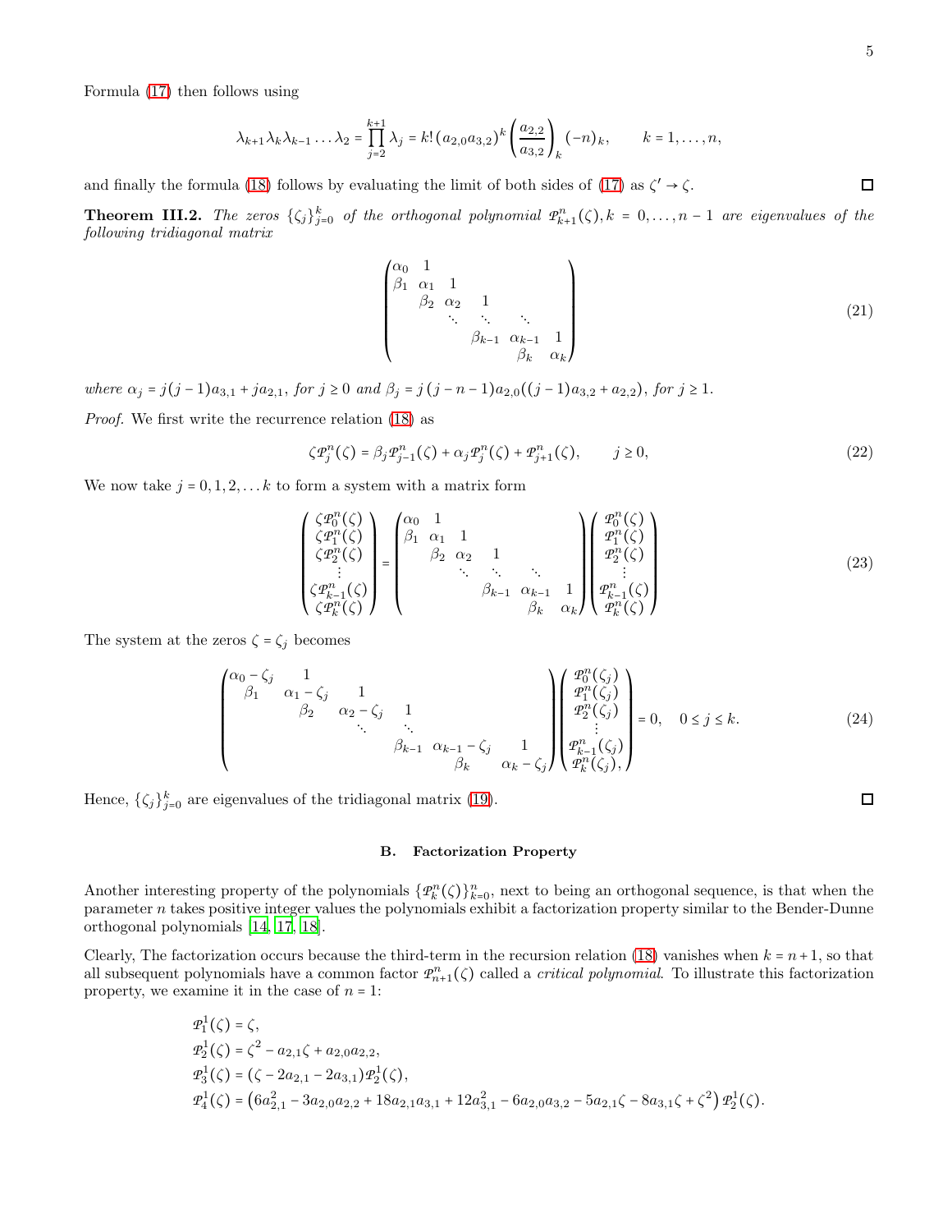Formula (17) then follows using

$$\lambda_{k+1}\lambda_k\lambda_{k-1}\dots\lambda_2 = \prod_{j=2}^{k+1}\lambda_j = k!\,(a_{2,0}a_{3,2})^k\left(\frac{a_{2,2}}{a_{3,2}}\right)_k(-n)_k, \qquad k=1,\dots,n,$$

and finally the formula (18) follows by evaluating the limit of both sides of (17) as $\zeta' \to \zeta$. ☐

**Theorem III.2.** *The zeros $\{\zeta_j\}_{j=0}^k$ of the orthogonal polynomial $\mathcal{P}_{k+1}^n(\zeta), k=0,\dots,n-1$ are eigenvalues of the following tridiagonal matrix*

$$\begin{pmatrix} \alpha_0 & 1 & & & & \\ \beta_1 & \alpha_1 & 1 & & & \\ & \beta_2 & \alpha_2 & 1 & & \\ & & \ddots & \ddots & \ddots & \\ & & & \beta_{k-1} & \alpha_{k-1} & 1 \\ & & & & \beta_k & \alpha_k \end{pmatrix} \tag{21}$$

*where $\alpha_j = j(j-1)a_{3,1} + ja_{2,1}$, for $j \geq 0$ and $\beta_j = j\,(j-n-1)a_{2,0}((j-1)a_{3,2}+a_{2,2})$, for $j \geq 1$.*

*Proof.* We first write the recurrence relation (18) as

$$\zeta\mathcal{P}_j^n(\zeta) = \beta_j\mathcal{P}_{j-1}^n(\zeta) + \alpha_j\mathcal{P}_j^n(\zeta) + \mathcal{P}_{j+1}^n(\zeta), \qquad j \geq 0, \tag{22}$$

We now take $j=0,1,2,\dots k$ to form a system with a matrix form

$$\begin{pmatrix} \zeta\mathcal{P}_0^n(\zeta) \\ \zeta\mathcal{P}_1^n(\zeta) \\ \zeta\mathcal{P}_2^n(\zeta) \\ \vdots \\ \zeta\mathcal{P}_{k-1}^n(\zeta) \\ \zeta\mathcal{P}_k^n(\zeta) \end{pmatrix} = \begin{pmatrix} \alpha_0 & 1 & & & & \\ \beta_1 & \alpha_1 & 1 & & & \\ & \beta_2 & \alpha_2 & 1 & & \\ & & \ddots & \ddots & \ddots & \\ & & & \beta_{k-1} & \alpha_{k-1} & 1 \\ & & & & \beta_k & \alpha_k \end{pmatrix} \begin{pmatrix} \mathcal{P}_0^n(\zeta) \\ \mathcal{P}_1^n(\zeta) \\ \mathcal{P}_2^n(\zeta) \\ \vdots \\ \mathcal{P}_{k-1}^n(\zeta) \\ \mathcal{P}_k^n(\zeta) \end{pmatrix} \tag{23}$$

The system at the zeros $\zeta = \zeta_j$ becomes

$$\begin{pmatrix} \alpha_0-\zeta_j & 1 & & & & \\ \beta_1 & \alpha_1-\zeta_j & 1 & & & \\ & \beta_2 & \alpha_2-\zeta_j & 1 & & \\ & & \ddots & \ddots & & \\ & & & \beta_{k-1} & \alpha_{k-1}-\zeta_j & 1 \\ & & & & \beta_k & \alpha_k-\zeta_j \end{pmatrix} \begin{pmatrix} \mathcal{P}_0^n(\zeta_j) \\ \mathcal{P}_1^n(\zeta_j) \\ \mathcal{P}_2^n(\zeta_j) \\ \vdots \\ \mathcal{P}_{k-1}^n(\zeta_j) \\ \mathcal{P}_k^n(\zeta_j), \end{pmatrix} = 0, \quad 0 \leq j \leq k. \tag{24}$$

Hence, $\{\zeta_j\}_{j=0}^k$ are eigenvalues of the tridiagonal matrix (19). ☐

### B. Factorization Property

Another interesting property of the polynomials $\{\mathcal{P}_k^n(\zeta)\}_{k=0}^n$, next to being an orthogonal sequence, is that when the parameter $n$ takes positive integer values the polynomials exhibit a factorization property similar to the Bender-Dunne orthogonal polynomials [14, 17, 18].

Clearly, The factorization occurs because the third-term in the recursion relation (18) vanishes when $k=n+1$, so that all subsequent polynomials have a common factor $\mathcal{P}_{n+1}^n(\zeta)$ called a *critical polynomial*. To illustrate this factorization property, we examine it in the case of $n=1$:

$$\begin{aligned}
&\mathcal{P}_1^1(\zeta) = \zeta, \\
&\mathcal{P}_2^1(\zeta) = \zeta^2 - a_{2,1}\zeta + a_{2,0}a_{2,2}, \\
&\mathcal{P}_3^1(\zeta) = (\zeta - 2a_{2,1} - 2a_{3,1})\mathcal{P}_2^1(\zeta), \\
&\mathcal{P}_4^1(\zeta) = \left(6a_{2,1}^2 - 3a_{2,0}a_{2,2} + 18a_{2,1}a_{3,1} + 12a_{3,1}^2 - 6a_{2,0}a_{3,2} - 5a_{2,1}\zeta - 8a_{3,1}\zeta + \zeta^2\right)\mathcal{P}_2^1(\zeta).
\end{aligned}$$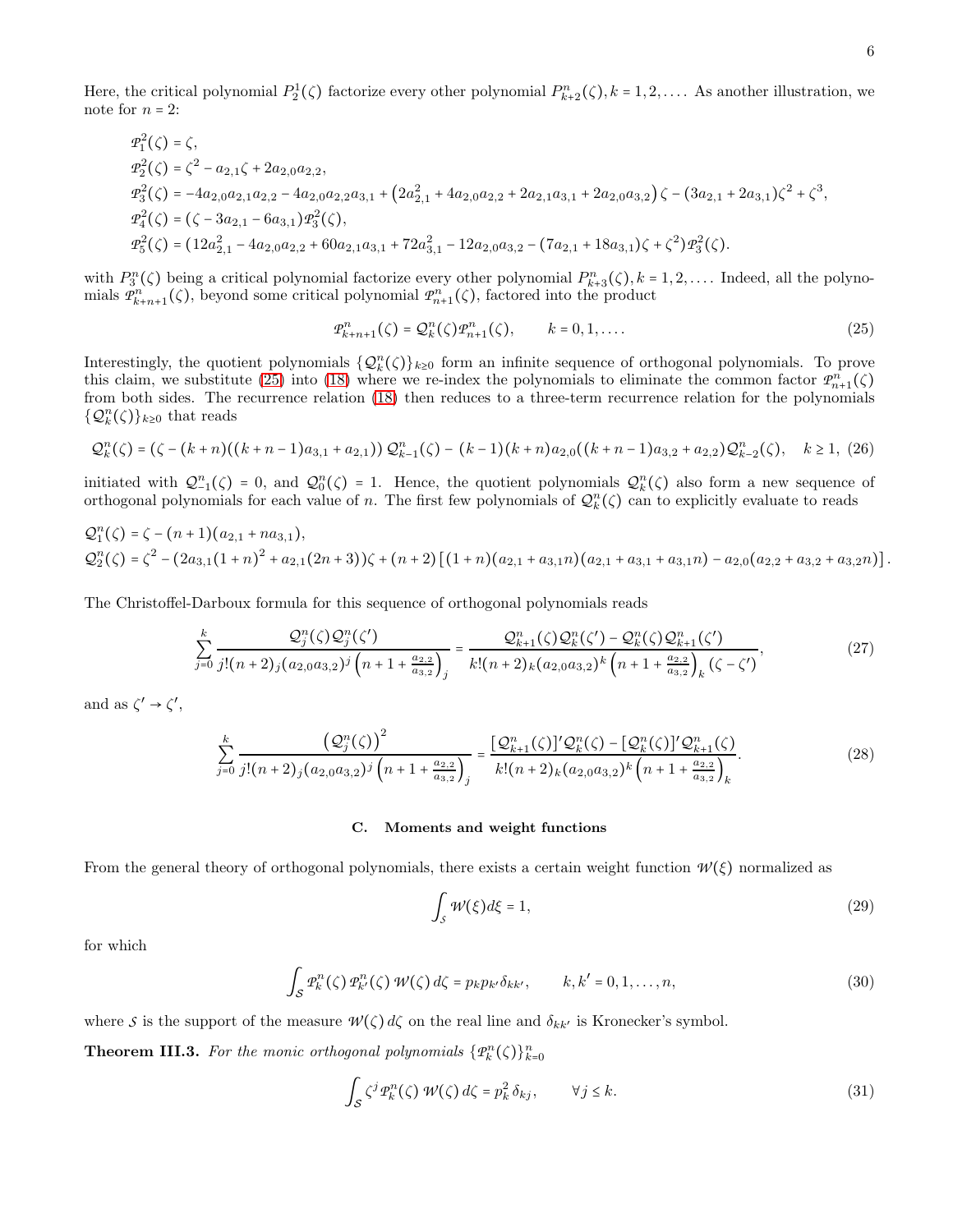Here, the critical polynomial $P_2^1(\zeta)$ factorize every other polynomial $P_{k+2}^n(\zeta), k = 1, 2, \ldots$. As another illustration, we note for $n = 2$:

$$
\begin{aligned}
\mathcal{P}_1^2(\zeta) &= \zeta, \\
\mathcal{P}_2^2(\zeta) &= \zeta^2 - a_{2,1}\zeta + 2a_{2,0}a_{2,2}, \\
\mathcal{P}_3^2(\zeta) &= -4a_{2,0}a_{2,1}a_{2,2} - 4a_{2,0}a_{2,2}a_{3,1} + \left(2a_{2,1}^2 + 4a_{2,0}a_{2,2} + 2a_{2,1}a_{3,1} + 2a_{2,0}a_{3,2}\right)\zeta - (3a_{2,1} + 2a_{3,1})\zeta^2 + \zeta^3, \\
\mathcal{P}_4^2(\zeta) &= (\zeta - 3a_{2,1} - 6a_{3,1})\mathcal{P}_3^2(\zeta), \\
\mathcal{P}_5^2(\zeta) &= (12a_{2,1}^2 - 4a_{2,0}a_{2,2} + 60a_{2,1}a_{3,1} + 72a_{3,1}^2 - 12a_{2,0}a_{3,2} - (7a_{2,1} + 18a_{3,1})\zeta + \zeta^2)\mathcal{P}_3^2(\zeta).
\end{aligned}
$$

with $P_3^n(\zeta)$ being a critical polynomial factorize every other polynomial $P_{k+3}^n(\zeta), k = 1, 2, \ldots$. Indeed, all the polynomials $\mathcal{P}_{k+n+1}^n(\zeta)$, beyond some critical polynomial $\mathcal{P}_{n+1}^n(\zeta)$, factored into the product

$$
\mathcal{P}_{k+n+1}^n(\zeta) = \mathcal{Q}_k^n(\zeta)\mathcal{P}_{n+1}^n(\zeta), \qquad k = 0, 1, \ldots. \tag{25}
$$

Interestingly, the quotient polynomials $\{\mathcal{Q}_k^n(\zeta)\}_{k\geq 0}$ form an infinite sequence of orthogonal polynomials. To prove this claim, we substitute (25) into (18) where we re-index the polynomials to eliminate the common factor $\mathcal{P}_{n+1}^n(\zeta)$ from both sides. The recurrence relation (18) then reduces to a three-term recurrence relation for the polynomials $\{\mathcal{Q}_k^n(\zeta)\}_{k\geq 0}$ that reads

$$
\mathcal{Q}_k^n(\zeta) = (\zeta - (k+n)((k+n-1)a_{3,1} + a_{2,1}))\,\mathcal{Q}_{k-1}^n(\zeta) - (k-1)(k+n)a_{2,0}((k+n-1)a_{3,2} + a_{2,2})\mathcal{Q}_{k-2}^n(\zeta), \quad k \geq 1, \tag{26}
$$

initiated with $\mathcal{Q}_{-1}^n(\zeta) = 0$, and $\mathcal{Q}_0^n(\zeta) = 1$. Hence, the quotient polynomials $\mathcal{Q}_k^n(\zeta)$ also form a new sequence of orthogonal polynomials for each value of $n$. The first few polynomials of $\mathcal{Q}_k^n(\zeta)$ can to explicitly evaluate to reads

$$
\begin{aligned}
\mathcal{Q}_1^n(\zeta) &= \zeta - (n+1)(a_{2,1} + na_{3,1}), \\
\mathcal{Q}_2^n(\zeta) &= \zeta^2 - \left(2a_{3,1}(1+n)^2 + a_{2,1}(2n+3)\right)\zeta + (n+2)\left[(1+n)(a_{2,1} + a_{3,1}n)(a_{2,1} + a_{3,1} + a_{3,1}n) - a_{2,0}(a_{2,2} + a_{3,2} + a_{3,2}n)\right].
\end{aligned}
$$

The Christoffel-Darboux formula for this sequence of orthogonal polynomials reads

$$
\sum_{j=0}^{k} \frac{\mathcal{Q}_j^n(\zeta)\mathcal{Q}_j^n(\zeta')}{j!(n+2)_j(a_{2,0}a_{3,2})^j\left(n+1+\frac{a_{2,2}}{a_{3,2}}\right)_j} = \frac{\mathcal{Q}_{k+1}^n(\zeta)\mathcal{Q}_k^n(\zeta') - \mathcal{Q}_k^n(\zeta)\mathcal{Q}_{k+1}^n(\zeta')}{k!(n+2)_k(a_{2,0}a_{3,2})^k\left(n+1+\frac{a_{2,2}}{a_{3,2}}\right)_k(\zeta - \zeta')}, \tag{27}
$$

and as $\zeta' \to \zeta'$,

$$
\sum_{j=0}^{k} \frac{\left(\mathcal{Q}_j^n(\zeta)\right)^2}{j!(n+2)_j(a_{2,0}a_{3,2})^j\left(n+1+\frac{a_{2,2}}{a_{3,2}}\right)_j} = \frac{[\mathcal{Q}_{k+1}^n(\zeta)]'\mathcal{Q}_k^n(\zeta) - [\mathcal{Q}_k^n(\zeta)]'\mathcal{Q}_{k+1}^n(\zeta)}{k!(n+2)_k(a_{2,0}a_{3,2})^k\left(n+1+\frac{a_{2,2}}{a_{3,2}}\right)_k}. \tag{28}
$$

### C. Moments and weight functions

From the general theory of orthogonal polynomials, there exists a certain weight function $\mathcal{W}(\xi)$ normalized as

$$
\int_{\mathcal{S}} \mathcal{W}(\xi)d\xi = 1, \tag{29}
$$

for which

$$
\int_{\mathcal{S}} \mathcal{P}_k^n(\zeta)\,\mathcal{P}_{k'}^n(\zeta)\,\mathcal{W}(\zeta)\,d\zeta = p_k p_{k'}\delta_{kk'}, \qquad k, k' = 0, 1, \ldots, n, \tag{30}
$$

where $\mathcal{S}$ is the support of the measure $\mathcal{W}(\zeta)\,d\zeta$ on the real line and $\delta_{kk'}$ is Kronecker's symbol.

**Theorem III.3.** *For the monic orthogonal polynomials* $\{\mathcal{P}_k^n(\zeta)\}_{k=0}^n$

$$
\int_{\mathcal{S}} \zeta^j\,\mathcal{P}_k^n(\zeta)\,\mathcal{W}(\zeta)\,d\zeta = p_k^2\,\delta_{kj}, \qquad \forall j \leq k. \tag{31}
$$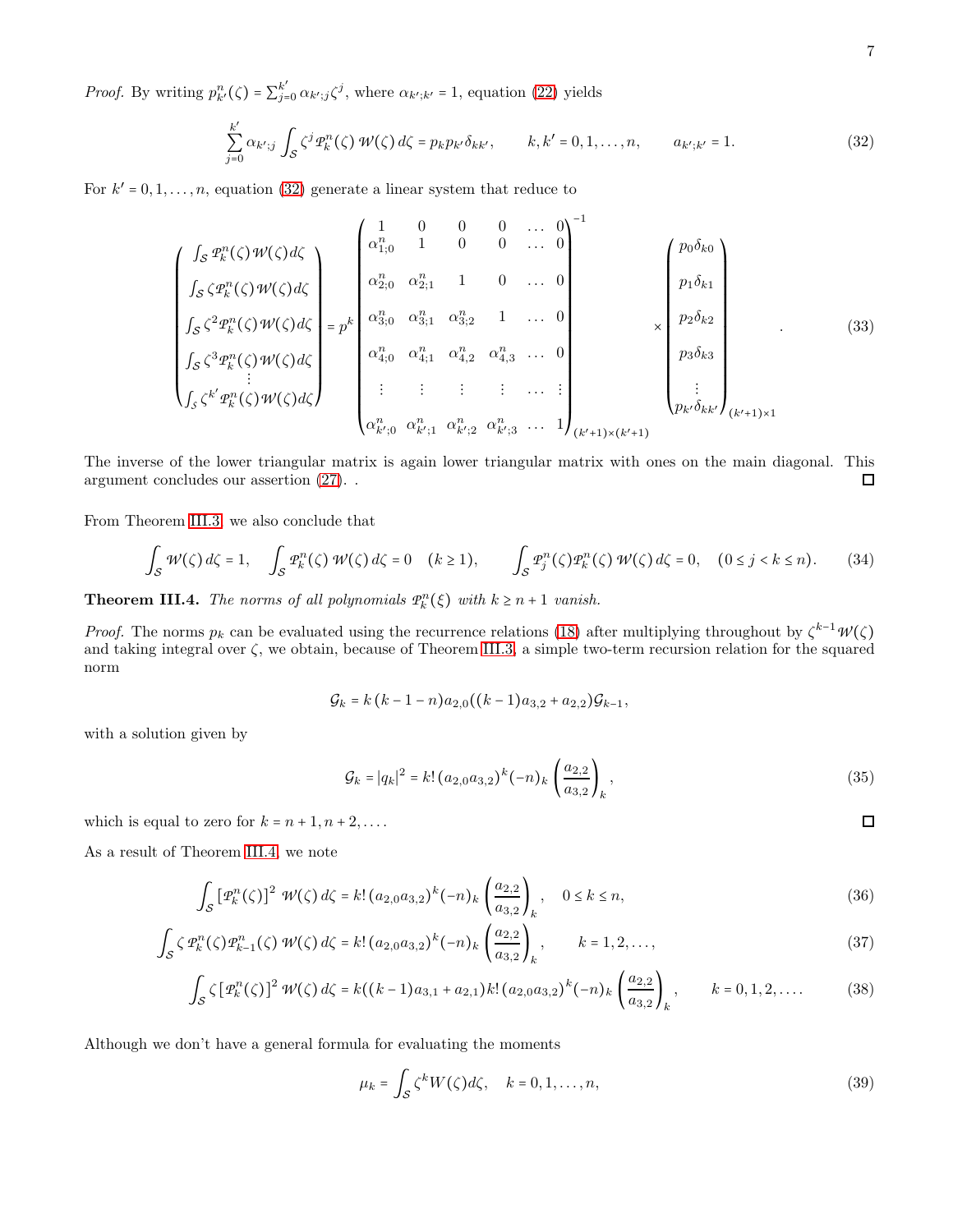*Proof.* By writing $p^n_{k'}(\zeta) = \sum_{j=0}^{k'} \alpha_{k';j}\zeta^j$, where $\alpha_{k';k'} = 1$, equation (22) yields

$$\sum_{j=0}^{k'} \alpha_{k';j} \int_{\mathcal{S}} \zeta^j \mathcal{P}^n_k(\zeta)\, \mathcal{W}(\zeta)\, d\zeta = p_k p_{k'} \delta_{kk'}, \qquad k, k' = 0, 1, \ldots, n, \qquad a_{k';k'} = 1. \tag{32}$$

For $k' = 0, 1, \ldots, n$, equation (32) generate a linear system that reduce to

$$\begin{pmatrix} \int_{\mathcal{S}} \mathcal{P}^n_k(\zeta)\mathcal{W}(\zeta)d\zeta \\ \int_{\mathcal{S}} \zeta\mathcal{P}^n_k(\zeta)\mathcal{W}(\zeta)d\zeta \\ \int_{\mathcal{S}} \zeta^2\mathcal{P}^n_k(\zeta)\mathcal{W}(\zeta)d\zeta \\ \int_{\mathcal{S}} \zeta^3\mathcal{P}^n_k(\zeta)\mathcal{W}(\zeta)d\zeta \\ \vdots \\ \int_{\mathcal{S}} \zeta^{k'}\mathcal{P}^n_k(\zeta)\mathcal{W}(\zeta)d\zeta \end{pmatrix} = p^k \begin{pmatrix} 1 & 0 & 0 & 0 & \ldots & 0 \\ \alpha^n_{1;0} & 1 & 0 & 0 & \ldots & 0 \\ \alpha^n_{2;0} & \alpha^n_{2;1} & 1 & 0 & \ldots & 0 \\ \alpha^n_{3;0} & \alpha^n_{3;1} & \alpha^n_{3;2} & 1 & \ldots & 0 \\ \alpha^n_{4;0} & \alpha^n_{4;1} & \alpha^n_{4;2} & \alpha^n_{4;3} & \ldots & 0 \\ \vdots & \vdots & \vdots & \vdots & \ldots & \vdots \\ \alpha^n_{k';0} & \alpha^n_{k';1} & \alpha^n_{k';2} & \alpha^n_{k';3} & \ldots & 1 \end{pmatrix}^{-1}_{(k'+1)\times(k'+1)} \times \begin{pmatrix} p_0\delta_{k0} \\ p_1\delta_{k1} \\ p_2\delta_{k2} \\ p_3\delta_{k3} \\ \vdots \\ p_{k'}\delta_{kk'} \end{pmatrix}_{(k'+1)\times 1}. \tag{33}$$

The inverse of the lower triangular matrix is again lower triangular matrix with ones on the main diagonal. This argument concludes our assertion (27). . ∎

From Theorem III.3 we also conclude that

$$\int_{\mathcal{S}} \mathcal{W}(\zeta)\, d\zeta = 1, \quad \int_{\mathcal{S}} \mathcal{P}^n_k(\zeta)\, \mathcal{W}(\zeta)\, d\zeta = 0 \quad (k \geq 1), \qquad \int_{\mathcal{S}} \mathcal{P}^n_j(\zeta)\mathcal{P}^n_k(\zeta)\, \mathcal{W}(\zeta)\, d\zeta = 0, \quad (0 \leq j < k \leq n). \tag{34}$$

**Theorem III.4.** *The norms of all polynomials $\mathcal{P}^n_k(\xi)$ with $k \geq n+1$ vanish.*

*Proof.* The norms $p_k$ can be evaluated using the recurrence relations (18) after multiplying throughout by $\zeta^{k-1}\mathcal{W}(\zeta)$ and taking integral over $\zeta$, we obtain, because of Theorem III.3, a simple two-term recursion relation for the squared norm

$$\mathcal{G}_k = k\,(k-1-n)a_{2,0}((k-1)a_{3,2} + a_{2,2})\mathcal{G}_{k-1},$$

with a solution given by

$$\mathcal{G}_k = |q_k|^2 = k!\,(a_{2,0}a_{3,2})^k(-n)_k \left(\frac{a_{2,2}}{a_{3,2}}\right)_k, \tag{35}$$

which is equal to zero for $k = n+1, n+2, \ldots$. ∎

As a result of Theorem III.4, we note

$$\int_{\mathcal{S}} \left[\mathcal{P}^n_k(\zeta)\right]^2\, \mathcal{W}(\zeta)\, d\zeta = k!\,(a_{2,0}a_{3,2})^k(-n)_k \left(\frac{a_{2,2}}{a_{3,2}}\right)_k, \quad 0 \leq k \leq n, \tag{36}$$

$$\int_{\mathcal{S}} \zeta\, \mathcal{P}^n_k(\zeta)\mathcal{P}^n_{k-1}(\zeta)\, \mathcal{W}(\zeta)\, d\zeta = k!\,(a_{2,0}a_{3,2})^k(-n)_k \left(\frac{a_{2,2}}{a_{3,2}}\right)_k, \qquad k = 1, 2, \ldots, \tag{37}$$

$$\int_{\mathcal{S}} \zeta \left[\mathcal{P}^n_k(\zeta)\right]^2\, \mathcal{W}(\zeta)\, d\zeta = k((k-1)a_{3,1} + a_{2,1})k!\,(a_{2,0}a_{3,2})^k(-n)_k \left(\frac{a_{2,2}}{a_{3,2}}\right)_k, \qquad k = 0, 1, 2, \ldots. \tag{38}$$

Although we don't have a general formula for evaluating the moments

$$\mu_k = \int_{\mathcal{S}} \zeta^k W(\zeta) d\zeta, \quad k = 0, 1, \ldots, n, \tag{39}$$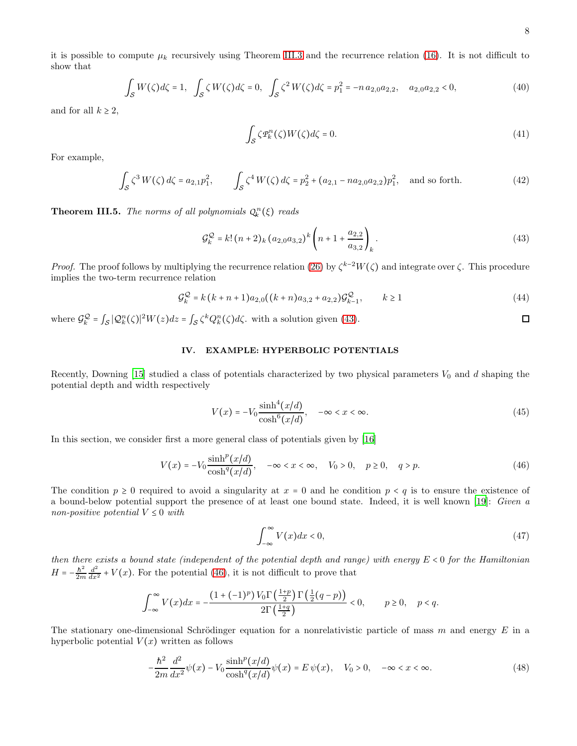it is possible to compute $\mu_k$ recursively using Theorem III.3 and the recurrence relation (16). It is not difficult to show that

$$\int_{\mathcal{S}} W(\zeta)d\zeta = 1, \;\; \int_{\mathcal{S}} \zeta\, W(\zeta)d\zeta = 0, \;\; \int_{\mathcal{S}} \zeta^2\, W(\zeta)d\zeta = p_1^2 = -n\, a_{2,0}a_{2,2}, \quad a_{2,0}a_{2,2} < 0, \tag{40}$$

and for all $k \geq 2$,

$$\int_{\mathcal{S}} \zeta \mathcal{P}_k^n(\zeta) W(\zeta) d\zeta = 0. \tag{41}$$

For example,

$$\int_{\mathcal{S}} \zeta^3\, W(\zeta)\, d\zeta = a_{2,1}p_1^2, \qquad \int_{\mathcal{S}} \zeta^4\, W(\zeta)\, d\zeta = p_2^2 + (a_{2,1} - n a_{2,0}a_{2,2})p_1^2, \quad \text{and so forth.} \tag{42}$$

**Theorem III.5.** *The norms of all polynomials $\mathcal{Q}_k^n(\xi)$ reads*

$$\mathcal{G}_k^{\mathcal{Q}} = k!\,(n+2)_k\,(a_{2,0}a_{3,2})^k \left(n + 1 + \frac{a_{2,2}}{a_{3,2}}\right)_k. \tag{43}$$

*Proof.* The proof follows by multiplying the recurrence relation (26) by $\zeta^{k-2}W(\zeta)$ and integrate over $\zeta$. This procedure implies the two-term recurrence relation

$$\mathcal{G}_k^{\mathcal{Q}} = k\,(k+n+1)a_{2,0}((k+n)a_{3,2} + a_{2,2})\mathcal{G}_{k-1}^{\mathcal{Q}}, \qquad k \geq 1 \tag{44}$$

where $\mathcal{G}_k^{\mathcal{Q}} = \int_{\mathcal{S}} |\mathcal{Q}_k^n(\zeta)|^2 W(z)dz = \int_{\mathcal{S}} \zeta^k Q_k^n(\zeta)d\zeta$. with a solution given (43). ☐

## IV. EXAMPLE: HYPERBOLIC POTENTIALS

Recently, Downing [15] studied a class of potentials characterized by two physical parameters $V_0$ and $d$ shaping the potential depth and width respectively

$$V(x) = -V_0 \frac{\sinh^4(x/d)}{\cosh^6(x/d)}, \quad -\infty < x < \infty. \tag{45}$$

In this section, we consider first a more general class of potentials given by [16]

$$V(x) = -V_0 \frac{\sinh^p(x/d)}{\cosh^q(x/d)}, \quad -\infty < x < \infty, \quad V_0 > 0, \quad p \geq 0, \quad q > p. \tag{46}$$

The condition $p \geq 0$ required to avoid a singularity at $x = 0$ and he condition $p < q$ is to ensure the existence of a bound-below potential support the presence of at least one bound state. Indeed, it is well known [19]: *Given a non-positive potential $V \leq 0$ with*

$$\int_{-\infty}^{\infty} V(x)dx < 0, \tag{47}$$

*then there exists a bound state (independent of the potential depth and range) with energy $E < 0$ for the Hamiltonian $H = -\frac{\hbar^2}{2m}\frac{d^2}{dx^2} + V(x)$.* For the potential (46), it is not difficult to prove that

$$\int_{-\infty}^{\infty} V(x)dx = -\frac{(1+(-1)^p)\, V_0 \Gamma\left(\frac{1+p}{2}\right) \Gamma\left(\frac{1}{2}(q-p)\right)}{2\Gamma\left(\frac{1+q}{2}\right)} < 0, \qquad p \geq 0, \quad p < q.$$

The stationary one-dimensional Schrödinger equation for a nonrelativistic particle of mass $m$ and energy $E$ in a hyperbolic potential $V(x)$ written as follows

$$-\frac{\hbar^2}{2m}\frac{d^2}{dx^2}\psi(x) - V_0 \frac{\sinh^p(x/d)}{\cosh^q(x/d)}\psi(x) = E\,\psi(x), \quad V_0 > 0, \quad -\infty < x < \infty. \tag{48}$$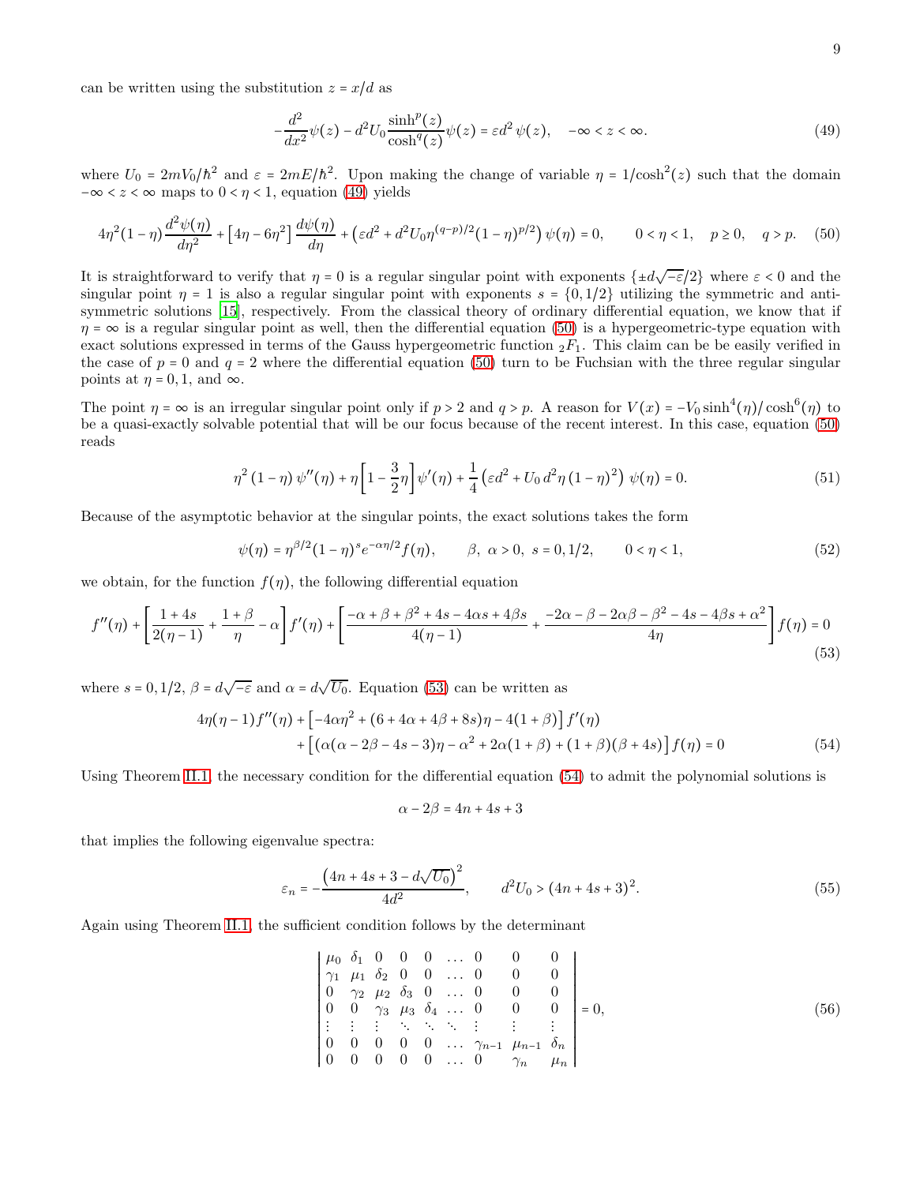can be written using the substitution $z = x/d$ as

$$-\frac{d^2}{dx^2}\psi(z) - d^2 U_0 \frac{\sinh^p(z)}{\cosh^q(z)}\psi(z) = \varepsilon d^2\, \psi(z), \quad -\infty < z < \infty. \tag{49}$$

where $U_0 = 2mV_0/\hbar^2$ and $\varepsilon = 2mE/\hbar^2$. Upon making the change of variable $\eta = 1/\cosh^2(z)$ such that the domain $-\infty < z < \infty$ maps to $0 < \eta < 1$, equation (49) yields

$$4\eta^2(1-\eta)\frac{d^2\psi(\eta)}{d\eta^2} + \left[4\eta - 6\eta^2\right]\frac{d\psi(\eta)}{d\eta} + \left(\varepsilon d^2 + d^2 U_0 \eta^{(q-p)/2}(1-\eta)^{p/2}\right)\psi(\eta) = 0, \qquad 0 < \eta < 1, \quad p \geq 0, \quad q > p. \tag{50}$$

It is straightforward to verify that $\eta = 0$ is a regular singular point with exponents $\{\pm d\sqrt{-\varepsilon}/2\}$ where $\varepsilon < 0$ and the singular point $\eta = 1$ is also a regular singular point with exponents $s = \{0, 1/2\}$ utilizing the symmetric and anti-symmetric solutions [15], respectively. From the classical theory of ordinary differential equation, we know that if $\eta = \infty$ is a regular singular point as well, then the differential equation (50) is a hypergeometric-type equation with exact solutions expressed in terms of the Gauss hypergeometric function ${}_2F_1$. This claim can be be easily verified in the case of $p = 0$ and $q = 2$ where the differential equation (50) turn to be Fuchsian with the three regular singular points at $\eta = 0, 1,$ and $\infty$.

The point $\eta = \infty$ is an irregular singular point only if $p > 2$ and $q > p$. A reason for $V(x) = -V_0 \sinh^4(\eta)/\cosh^6(\eta)$ to be a quasi-exactly solvable potential that will be our focus because of the recent interest. In this case, equation (50) reads

$$\eta^2(1-\eta)\,\psi''(\eta) + \eta\left[1 - \frac{3}{2}\eta\right]\psi'(\eta) + \frac{1}{4}\left(\varepsilon d^2 + U_0\, d^2 \eta\,(1-\eta)^2\right)\psi(\eta) = 0. \tag{51}$$

Because of the asymptotic behavior at the singular points, the exact solutions takes the form

$$\psi(\eta) = \eta^{\beta/2}(1-\eta)^s e^{-\alpha\eta/2} f(\eta), \qquad \beta,\ \alpha > 0,\ s = 0, 1/2, \qquad 0 < \eta < 1, \tag{52}$$

we obtain, for the function $f(\eta)$, the following differential equation

$$f''(\eta) + \left[\frac{1+4s}{2(\eta-1)} + \frac{1+\beta}{\eta} - \alpha\right]f'(\eta) + \left[\frac{-\alpha + \beta + \beta^2 + 4s - 4\alpha s + 4\beta s}{4(\eta-1)} + \frac{-2\alpha - \beta - 2\alpha\beta - \beta^2 - 4s - 4\beta s + \alpha^2}{4\eta}\right]f(\eta) = 0 \tag{53}$$

where $s = 0, 1/2$, $\beta = d\sqrt{-\varepsilon}$ and $\alpha = d\sqrt{U_0}$. Equation (53) can be written as

$$\begin{aligned}4\eta(\eta-1)f''(\eta) &+ \left[-4\alpha\eta^2 + (6 + 4\alpha + 4\beta + 8s)\eta - 4(1+\beta)\right]f'(\eta) \\ &+ \left[(\alpha(\alpha - 2\beta - 4s - 3)\eta - \alpha^2 + 2\alpha(1+\beta) + (1+\beta)(\beta + 4s)\right]f(\eta) = 0\end{aligned} \tag{54}$$

Using Theorem II.1, the necessary condition for the differential equation (54) to admit the polynomial solutions is

$$\alpha - 2\beta = 4n + 4s + 3$$

that implies the following eigenvalue spectra:

$$\varepsilon_n = -\frac{\left(4n + 4s + 3 - d\sqrt{U_0}\right)^2}{4d^2}, \qquad d^2 U_0 > (4n + 4s + 3)^2. \tag{55}$$

Again using Theorem II.1, the sufficient condition follows by the determinant

$$\begin{vmatrix} \mu_0 & \delta_1 & 0 & 0 & 0 & \dots & 0 & 0 & 0 \\ \gamma_1 & \mu_1 & \delta_2 & 0 & 0 & \dots & 0 & 0 & 0 \\ 0 & \gamma_2 & \mu_2 & \delta_3 & 0 & \dots & 0 & 0 & 0 \\ 0 & 0 & \gamma_3 & \mu_3 & \delta_4 & \dots & 0 & 0 & 0 \\ \vdots & \vdots & \vdots & \ddots & \ddots & \ddots & \vdots & \vdots & \vdots \\ 0 & 0 & 0 & 0 & 0 & \dots & \gamma_{n-1} & \mu_{n-1} & \delta_n \\ 0 & 0 & 0 & 0 & 0 & \dots & 0 & \gamma_n & \mu_n \end{vmatrix} = 0, \tag{56}$$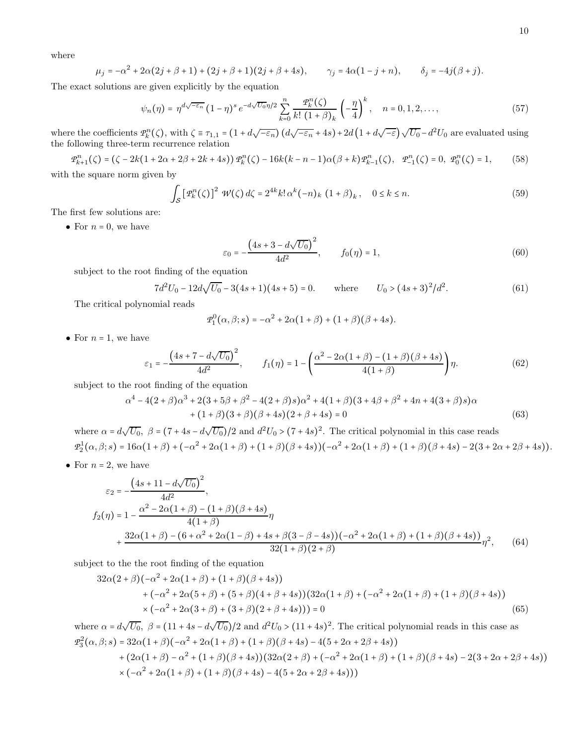where

$$\mu_j = -\alpha^2 + 2\alpha(2j+\beta+1) + (2j+\beta+1)(2j+\beta+4s), \qquad \gamma_j = 4\alpha(1-j+n), \qquad \delta_j = -4j(\beta+j).$$

The exact solutions are given explicitly by the equation

$$\psi_n(\eta) = \eta^{d\sqrt{-\varepsilon_n}}\,(1-\eta)^s\,e^{-d\sqrt{U_0}\eta/2}\sum_{k=0}^{n}\frac{\mathcal{P}_k^n(\zeta)}{k!\,(1+\beta)_k}\left(-\frac{\eta}{4}\right)^k, \quad n=0,1,2,\ldots, \tag{57}$$

where the coefficients $\mathcal{P}_k^n(\zeta)$, with $\zeta \equiv \tau_{1,1} = \left(1+d\sqrt{-\varepsilon_n}\right)\left(d\sqrt{-\varepsilon_n}+4s\right) + 2d\left(1+d\sqrt{-\varepsilon}\right)\sqrt{U_0} - d^2U_0$ are evaluated using the following three-term recurrence relation

$$\mathcal{P}_{k+1}^n(\zeta) = \left(\zeta - 2k(1+2\alpha+2\beta+2k+4s)\right)\mathcal{P}_k^n(\zeta) - 16k(k-n-1)\alpha(\beta+k)\mathcal{P}_{k-1}^n(\zeta), \quad \mathcal{P}_{-1}^n(\zeta)=0,\ \mathcal{P}_0^n(\zeta)=1, \tag{58}$$

with the square norm given by

$$\int_{\mathcal{S}}\left[\mathcal{P}_k^n(\zeta)\right]^2\,\mathcal{W}(\zeta)\,d\zeta = 2^{4k}k!\,\alpha^k(-n)_k\,(1+\beta)_k\,, \quad 0\le k\le n. \tag{59}$$

The first few solutions are:

- For $n=0$, we have

$$\varepsilon_0 = -\frac{\left(4s+3-d\sqrt{U_0}\right)^2}{4d^2}, \qquad f_0(\eta)=1, \tag{60}$$

  subject to the root finding of the equation

$$7d^2U_0 - 12d\sqrt{U_0} - 3(4s+1)(4s+5) = 0. \qquad \text{where} \qquad U_0 > (4s+3)^2/d^2. \tag{61}$$

  The critical polynomial reads

$$\mathcal{P}_1^0(\alpha,\beta;s) = -\alpha^2 + 2\alpha(1+\beta) + (1+\beta)(\beta+4s).$$

- For $n=1$, we have

$$\varepsilon_1 = -\frac{\left(4s+7-d\sqrt{U_0}\right)^2}{4d^2}, \qquad f_1(\eta) = 1 - \left(\frac{\alpha^2 - 2\alpha(1+\beta) - (1+\beta)(\beta+4s)}{4(1+\beta)}\right)\eta. \tag{62}$$

  subject to the root finding of the equation

$$\begin{aligned}\alpha^4 - 4(2+\beta)\alpha^3 + 2(3+5\beta+\beta^2 - 4(2+\beta)s)\alpha^2 + 4(1+\beta)(3+4\beta+\beta^2+4n+4(3+\beta)s)\alpha \\ + (1+\beta)(3+\beta)(\beta+4s)(2+\beta+4s) = 0\end{aligned} \tag{63}$$

  where $\alpha = d\sqrt{U_0},\ \beta = (7+4s-d\sqrt{U_0})/2$ and $d^2U_0 > (7+4s)^2$. The critical polynomial in this case reads
  $\mathcal{P}_2^1(\alpha,\beta;s) = 16\alpha(1+\beta) + (-\alpha^2+2\alpha(1+\beta)+(1+\beta)(\beta+4s))(-\alpha^2+2\alpha(1+\beta)+(1+\beta)(\beta+4s)-2(3+2\alpha+2\beta+4s))$.

- For $n=2$, we have

$$\begin{aligned}\varepsilon_2 &= -\frac{\left(4s+11-d\sqrt{U_0}\right)^2}{4d^2},\\ f_2(\eta) &= 1 - \frac{\alpha^2-2\alpha(1+\beta)-(1+\beta)(\beta+4s)}{4(1+\beta)}\eta \\ &+ \frac{32\alpha(1+\beta) - (6+\alpha^2+2\alpha(1-\beta)+4s+\beta(3-\beta-4s))(-\alpha^2+2\alpha(1+\beta)+(1+\beta)(\beta+4s))}{32(1+\beta)(2+\beta)}\eta^2,\end{aligned} \tag{64}$$

  subject to the the root finding of the equation

$$\begin{aligned}&32\alpha(2+\beta)(-\alpha^2+2\alpha(1+\beta)+(1+\beta)(\beta+4s))\\ &\quad + (-\alpha^2+2\alpha(5+\beta)+(5+\beta)(4+\beta+4s))(32\alpha(1+\beta)+(-\alpha^2+2\alpha(1+\beta)+(1+\beta)(\beta+4s))\\ &\quad \times(-\alpha^2+2\alpha(3+\beta)+(3+\beta)(2+\beta+4s))) = 0\end{aligned} \tag{65}$$

  where $\alpha = d\sqrt{U_0},\ \beta = (11+4s-d\sqrt{U_0})/2$ and $d^2U_0 > (11+4s)^2$. The critical polynomial reads in this case as

$$\begin{aligned}\mathcal{P}_3^2(\alpha,\beta;s) &= 32\alpha(1+\beta)(-\alpha^2+2\alpha(1+\beta)+(1+\beta)(\beta+4s)-4(5+2\alpha+2\beta+4s))\\ &+ (2\alpha(1+\beta)-\alpha^2+(1+\beta)(\beta+4s))(32\alpha(2+\beta)+(-\alpha^2+2\alpha(1+\beta)+(1+\beta)(\beta+4s)-2(3+2\alpha+2\beta+4s))\\ &\times(-\alpha^2+2\alpha(1+\beta)+(1+\beta)(\beta+4s)-4(5+2\alpha+2\beta+4s)))\end{aligned}$$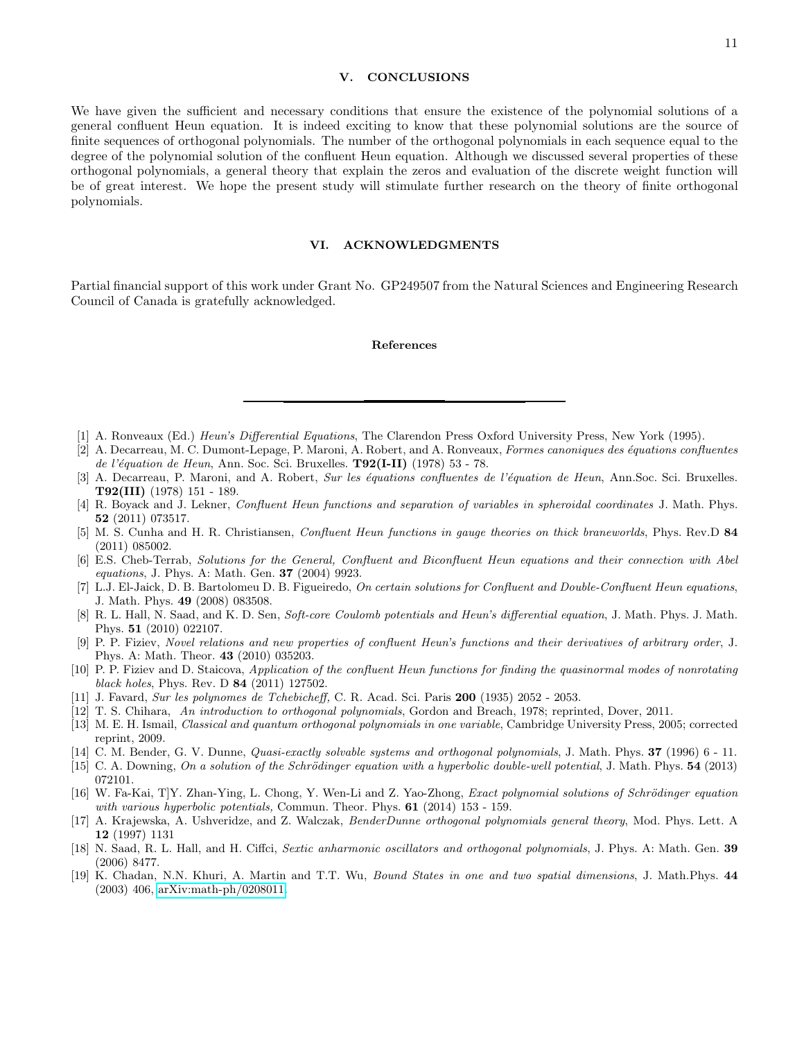## V. CONCLUSIONS

We have given the sufficient and necessary conditions that ensure the existence of the polynomial solutions of a general confluent Heun equation. It is indeed exciting to know that these polynomial solutions are the source of finite sequences of orthogonal polynomials. The number of the orthogonal polynomials in each sequence equal to the degree of the polynomial solution of the confluent Heun equation. Although we discussed several properties of these orthogonal polynomials, a general theory that explain the zeros and evaluation of the discrete weight function will be of great interest. We hope the present study will stimulate further research on the theory of finite orthogonal polynomials.

## VI. ACKNOWLEDGMENTS

Partial financial support of this work under Grant No. GP249507 from the Natural Sciences and Engineering Research Council of Canada is gratefully acknowledged.

### References

---

[1] A. Ronveaux (Ed.) *Heun's Differential Equations*, The Clarendon Press Oxford University Press, New York (1995).

[2] A. Decarreau, M. C. Dumont-Lepage, P. Maroni, A. Robert, and A. Ronveaux, *Formes canoniques des équations confluentes de l'équation de Heun*, Ann. Soc. Sci. Bruxelles. **T92(I-II)** (1978) 53 - 78.

[3] A. Decarreau, P. Maroni, and A. Robert, *Sur les équations confluentes de l'équation de Heun*, Ann.Soc. Sci. Bruxelles. **T92(III)** (1978) 151 - 189.

[4] R. Boyack and J. Lekner, *Confluent Heun functions and separation of variables in spheroidal coordinates* J. Math. Phys. **52** (2011) 073517.

[5] M. S. Cunha and H. R. Christiansen, *Confluent Heun functions in gauge theories on thick braneworlds*, Phys. Rev.D **84** (2011) 085002.

[6] E.S. Cheb-Terrab, *Solutions for the General, Confluent and Biconfluent Heun equations and their connection with Abel equations*, J. Phys. A: Math. Gen. **37** (2004) 9923.

[7] L.J. El-Jaick, D. B. Bartolomeu D. B. Figueiredo, *On certain solutions for Confluent and Double-Confluent Heun equations*, J. Math. Phys. **49** (2008) 083508.

[8] R. L. Hall, N. Saad, and K. D. Sen, *Soft-core Coulomb potentials and Heun's differential equation*, J. Math. Phys. J. Math. Phys. **51** (2010) 022107.

[9] P. P. Fiziev, *Novel relations and new properties of confluent Heun's functions and their derivatives of arbitrary order*, J. Phys. A: Math. Theor. **43** (2010) 035203.

[10] P. P. Fiziev and D. Staicova, *Application of the confluent Heun functions for finding the quasinormal modes of nonrotating black holes*, Phys. Rev. D **84** (2011) 127502.

[11] J. Favard, *Sur les polynomes de Tchebicheff,* C. R. Acad. Sci. Paris **200** (1935) 2052 - 2053.

[12] T. S. Chihara, *An introduction to orthogonal polynomials*, Gordon and Breach, 1978; reprinted, Dover, 2011.

[13] M. E. H. Ismail, *Classical and quantum orthogonal polynomials in one variable*, Cambridge University Press, 2005; corrected reprint, 2009.

[14] C. M. Bender, G. V. Dunne, *Quasi-exactly solvable systems and orthogonal polynomials*, J. Math. Phys. **37** (1996) 6 - 11.

[15] C. A. Downing, *On a solution of the Schrödinger equation with a hyperbolic double-well potential*, J. Math. Phys. **54** (2013) 072101.

[16] W. Fa-Kai, T]Y. Zhan-Ying, L. Chong, Y. Wen-Li and Z. Yao-Zhong, *Exact polynomial solutions of Schrödinger equation with various hyperbolic potentials,* Commun. Theor. Phys. **61** (2014) 153 - 159.

[17] A. Krajewska, A. Ushveridze, and Z. Walczak, *BenderDunne orthogonal polynomials general theory*, Mod. Phys. Lett. A **12** (1997) 1131

[18] N. Saad, R. L. Hall, and H. Ciftci, *Sextic anharmonic oscillators and orthogonal polynomials*, J. Phys. A: Math. Gen. **39** (2006) 8477.

[19] K. Chadan, N.N. Khuri, A. Martin and T.T. Wu, *Bound States in one and two spatial dimensions*, J. Math.Phys. **44** (2003) 406, arXiv:math-ph/0208011.